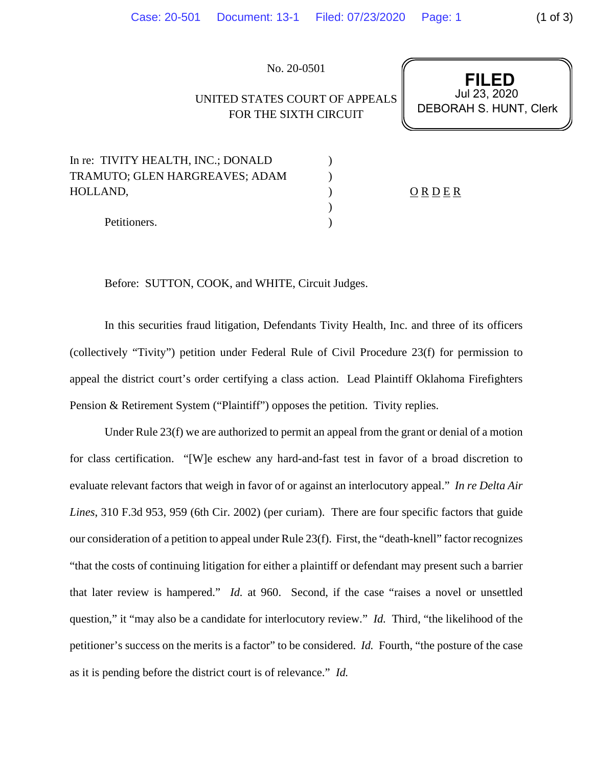No. 20-0501

UNITED STATES COURT OF APPEALS
FOR THE SIXTH CIRCUIT

**FILED**
Jul 23, 2020
DEBORAH S. HUNT, Clerk

In re: TIVITY HEALTH, INC.; DONALD TRAMUTO; GLEN HARGREAVES; ADAM HOLLAND,

Petitioners.

O R D E R

Before: SUTTON, COOK, and WHITE, Circuit Judges.

In this securities fraud litigation, Defendants Tivity Health, Inc. and three of its officers (collectively "Tivity") petition under Federal Rule of Civil Procedure 23(f) for permission to appeal the district court's order certifying a class action. Lead Plaintiff Oklahoma Firefighters Pension & Retirement System ("Plaintiff") opposes the petition. Tivity replies.

Under Rule 23(f) we are authorized to permit an appeal from the grant or denial of a motion for class certification. "[W]e eschew any hard-and-fast test in favor of a broad discretion to evaluate relevant factors that weigh in favor of or against an interlocutory appeal." *In re Delta Air Lines*, 310 F.3d 953, 959 (6th Cir. 2002) (per curiam). There are four specific factors that guide our consideration of a petition to appeal under Rule 23(f). First, the "death-knell" factor recognizes "that the costs of continuing litigation for either a plaintiff or defendant may present such a barrier that later review is hampered." *Id.* at 960. Second, if the case "raises a novel or unsettled question," it "may also be a candidate for interlocutory review." *Id.* Third, "the likelihood of the petitioner's success on the merits is a factor" to be considered. *Id.* Fourth, "the posture of the case as it is pending before the district court is of relevance." *Id.*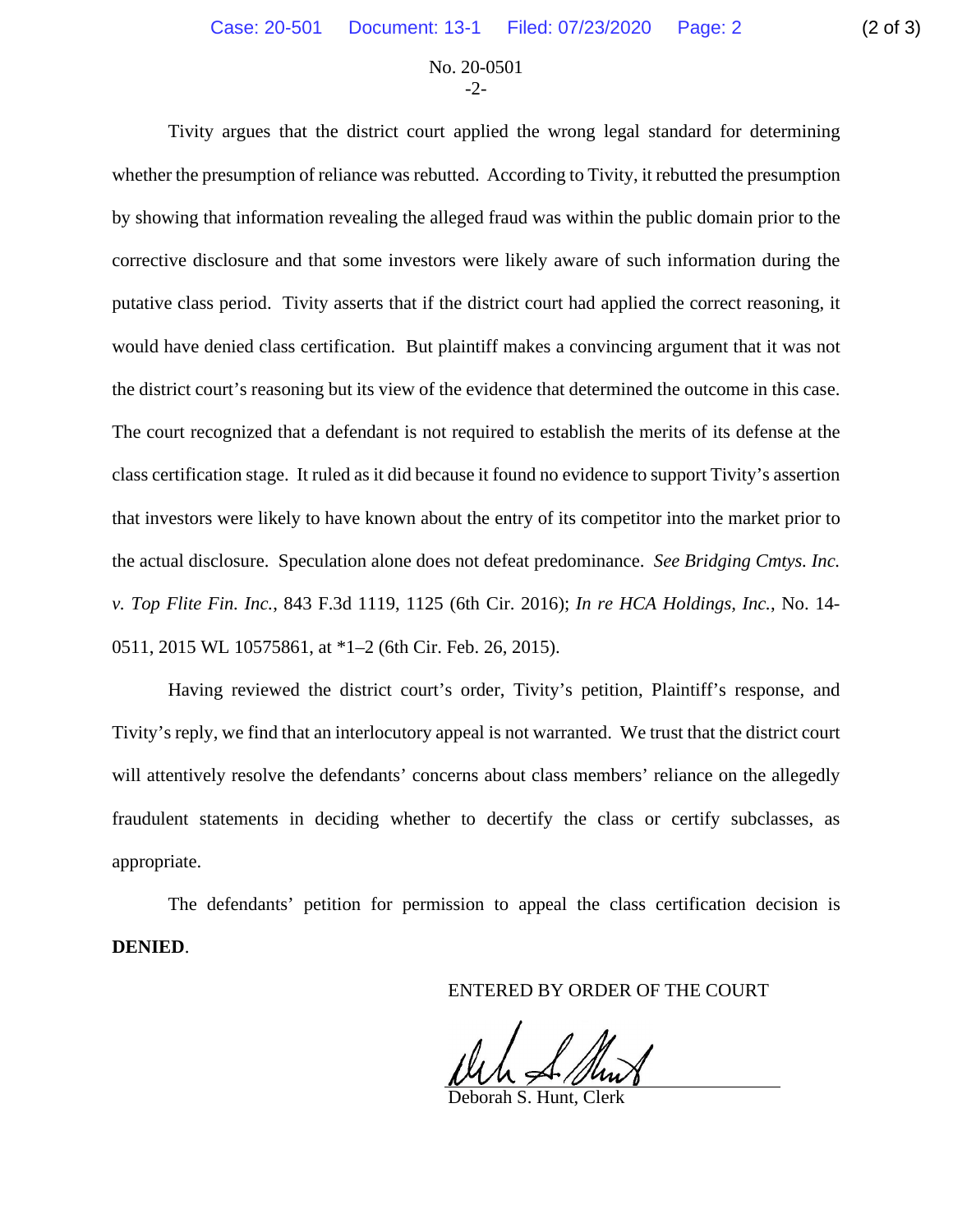No. 20-0501

Tivity argues that the district court applied the wrong legal standard for determining whether the presumption of reliance was rebutted. According to Tivity, it rebutted the presumption by showing that information revealing the alleged fraud was within the public domain prior to the corrective disclosure and that some investors were likely aware of such information during the putative class period. Tivity asserts that if the district court had applied the correct reasoning, it would have denied class certification. But plaintiff makes a convincing argument that it was not the district court's reasoning but its view of the evidence that determined the outcome in this case. The court recognized that a defendant is not required to establish the merits of its defense at the class certification stage. It ruled as it did because it found no evidence to support Tivity's assertion that investors were likely to have known about the entry of its competitor into the market prior to the actual disclosure. Speculation alone does not defeat predominance. *See Bridging Cmtys. Inc. v. Top Flite Fin. Inc.*, 843 F.3d 1119, 1125 (6th Cir. 2016); *In re HCA Holdings, Inc.*, No. 14-0511, 2015 WL 10575861, at *1–2 (6th Cir. Feb. 26, 2015).

Having reviewed the district court's order, Tivity's petition, Plaintiff's response, and Tivity's reply, we find that an interlocutory appeal is not warranted. We trust that the district court will attentively resolve the defendants' concerns about class members' reliance on the allegedly fraudulent statements in deciding whether to decertify the class or certify subclasses, as appropriate.

The defendants' petition for permission to appeal the class certification decision is **DENIED**.

ENTERED BY ORDER OF THE COURT

Deborah S. Hunt, Clerk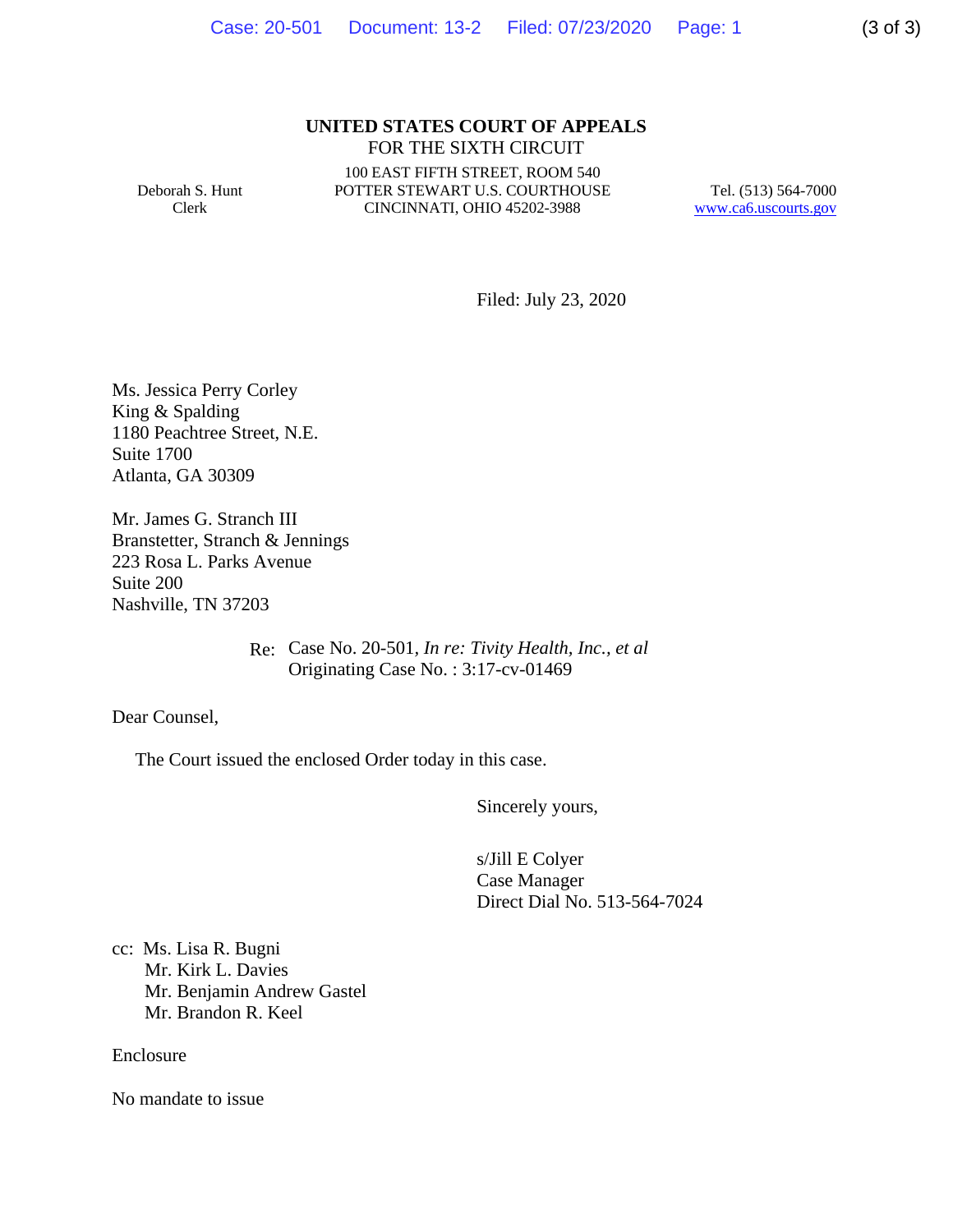**UNITED STATES COURT OF APPEALS**
FOR THE SIXTH CIRCUIT

Deborah S. Hunt
Clerk

100 EAST FIFTH STREET, ROOM 540
POTTER STEWART U.S. COURTHOUSE
CINCINNATI, OHIO 45202-3988

Tel. (513) 564-7000
www.ca6.uscourts.gov

Filed: July 23, 2020

Ms. Jessica Perry Corley
King & Spalding
1180 Peachtree Street, N.E.
Suite 1700
Atlanta, GA 30309

Mr. James G. Stranch III
Branstetter, Stranch & Jennings
223 Rosa L. Parks Avenue
Suite 200
Nashville, TN 37203

Re: Case No. 20-501, *In re: Tivity Health, Inc., et al*
Originating Case No. : 3:17-cv-01469

Dear Counsel,

The Court issued the enclosed Order today in this case.

Sincerely yours,

s/Jill E Colyer
Case Manager
Direct Dial No. 513-564-7024

cc: Ms. Lisa R. Bugni
Mr. Kirk L. Davies
Mr. Benjamin Andrew Gastel
Mr. Brandon R. Keel

Enclosure

No mandate to issue